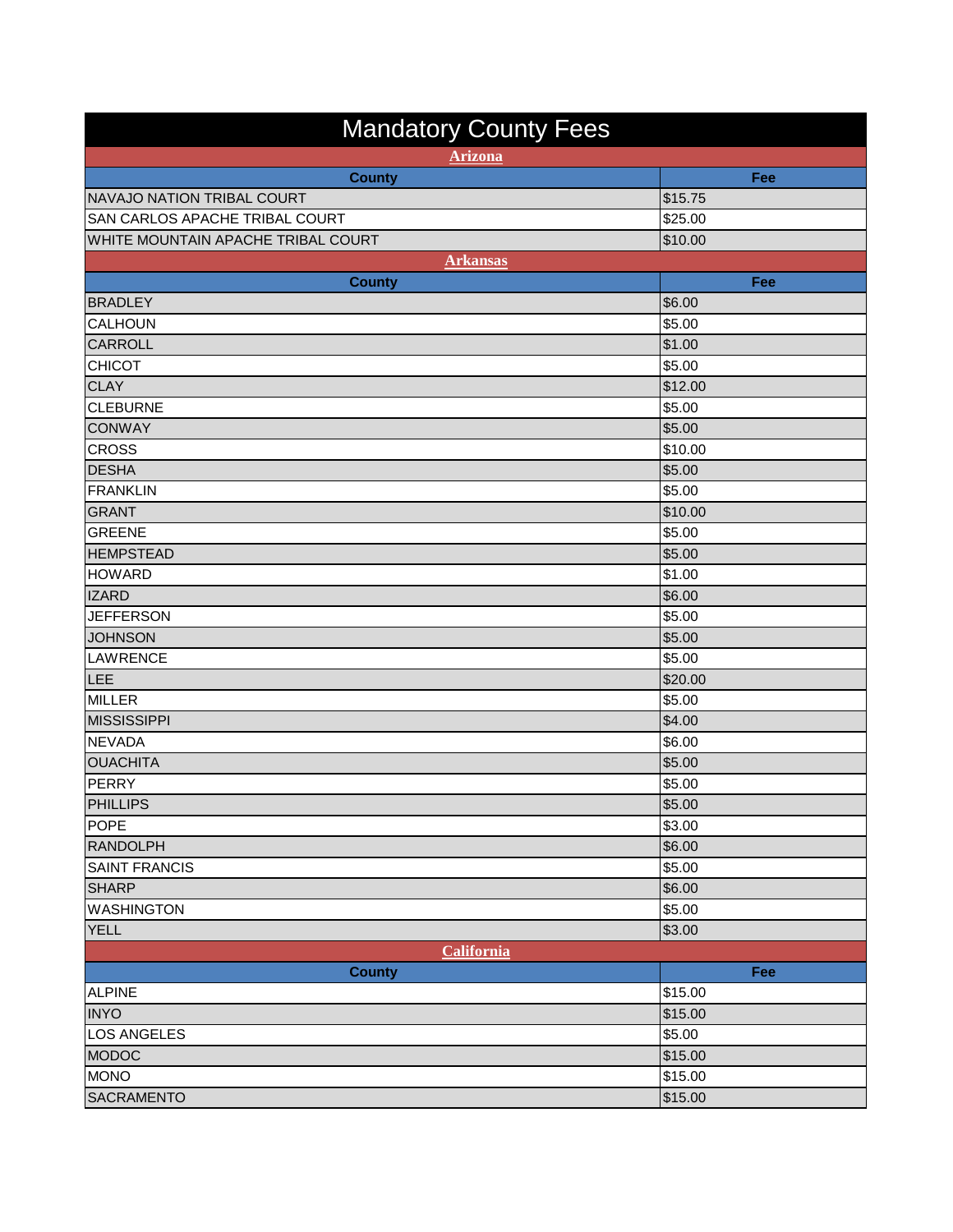# Mandatory County Fees

## Arizona

| County | Fee |
|---|---|
| NAVAJO NATION TRIBAL COURT | $15.75 |
| SAN CARLOS APACHE TRIBAL COURT | $25.00 |
| WHITE MOUNTAIN APACHE TRIBAL COURT | $10.00 |

## Arkansas

| County | Fee |
|---|---|
| BRADLEY | $6.00 |
| CALHOUN | $5.00 |
| CARROLL | $1.00 |
| CHICOT | $5.00 |
| CLAY | $12.00 |
| CLEBURNE | $5.00 |
| CONWAY | $5.00 |
| CROSS | $10.00 |
| DESHA | $5.00 |
| FRANKLIN | $5.00 |
| GRANT | $10.00 |
| GREENE | $5.00 |
| HEMPSTEAD | $5.00 |
| HOWARD | $1.00 |
| IZARD | $6.00 |
| JEFFERSON | $5.00 |
| JOHNSON | $5.00 |
| LAWRENCE | $5.00 |
| LEE | $20.00 |
| MILLER | $5.00 |
| MISSISSIPPI | $4.00 |
| NEVADA | $6.00 |
| OUACHITA | $5.00 |
| PERRY | $5.00 |
| PHILLIPS | $5.00 |
| POPE | $3.00 |
| RANDOLPH | $6.00 |
| SAINT FRANCIS | $5.00 |
| SHARP | $6.00 |
| WASHINGTON | $5.00 |
| YELL | $3.00 |

## California

| County | Fee |
|---|---|
| ALPINE | $15.00 |
| INYO | $15.00 |
| LOS ANGELES | $5.00 |
| MODOC | $15.00 |
| MONO | $15.00 |
| SACRAMENTO | $15.00 |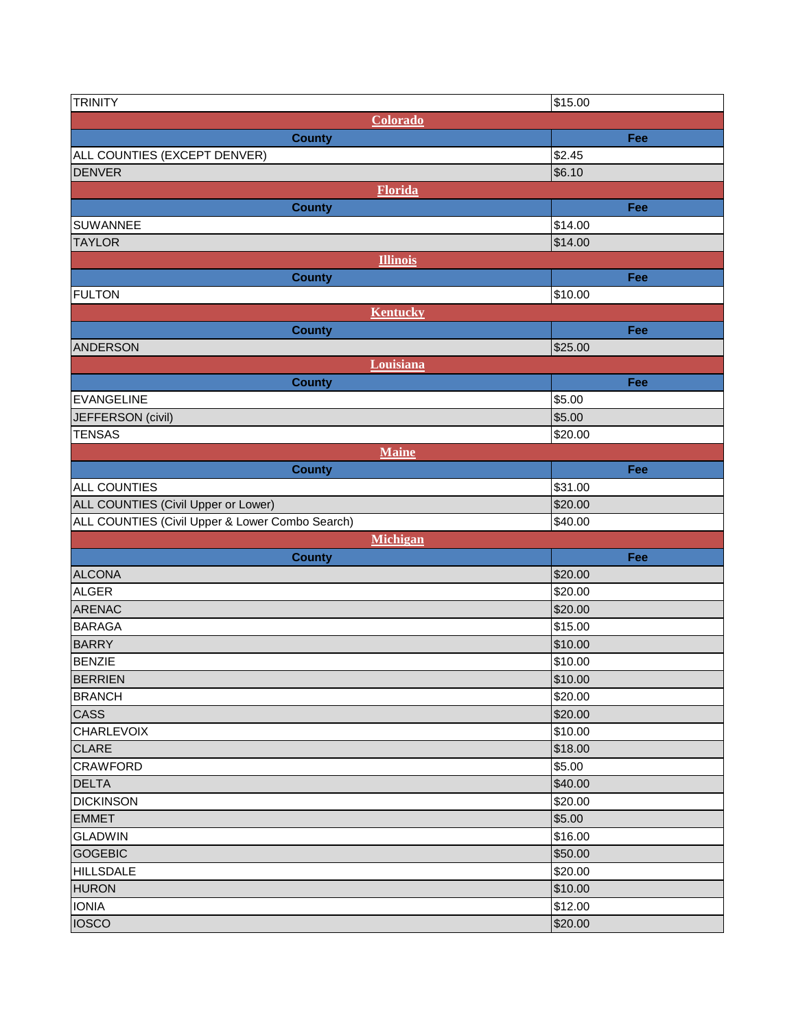| TRINITY | $15.00 |
|---|---|

## Colorado

| County | Fee |
|---|---|
| ALL COUNTIES (EXCEPT DENVER) | $2.45 |
| DENVER | $6.10 |

## Florida

| County | Fee |
|---|---|
| SUWANNEE | $14.00 |
| TAYLOR | $14.00 |

## Illinois

| County | Fee |
|---|---|
| FULTON | $10.00 |

## Kentucky

| County | Fee |
|---|---|
| ANDERSON | $25.00 |

## Louisiana

| County | Fee |
|---|---|
| EVANGELINE | $5.00 |
| JEFFERSON (civil) | $5.00 |
| TENSAS | $20.00 |

## Maine

| County | Fee |
|---|---|
| ALL COUNTIES | $31.00 |
| ALL COUNTIES (Civil Upper or Lower) | $20.00 |
| ALL COUNTIES (Civil Upper & Lower Combo Search) | $40.00 |

## Michigan

| County | Fee |
|---|---|
| ALCONA | $20.00 |
| ALGER | $20.00 |
| ARENAC | $20.00 |
| BARAGA | $15.00 |
| BARRY | $10.00 |
| BENZIE | $10.00 |
| BERRIEN | $10.00 |
| BRANCH | $20.00 |
| CASS | $20.00 |
| CHARLEVOIX | $10.00 |
| CLARE | $18.00 |
| CRAWFORD | $5.00 |
| DELTA | $40.00 |
| DICKINSON | $20.00 |
| EMMET | $5.00 |
| GLADWIN | $16.00 |
| GOGEBIC | $50.00 |
| HILLSDALE | $20.00 |
| HURON | $10.00 |
| IONIA | $12.00 |
| IOSCO | $20.00 |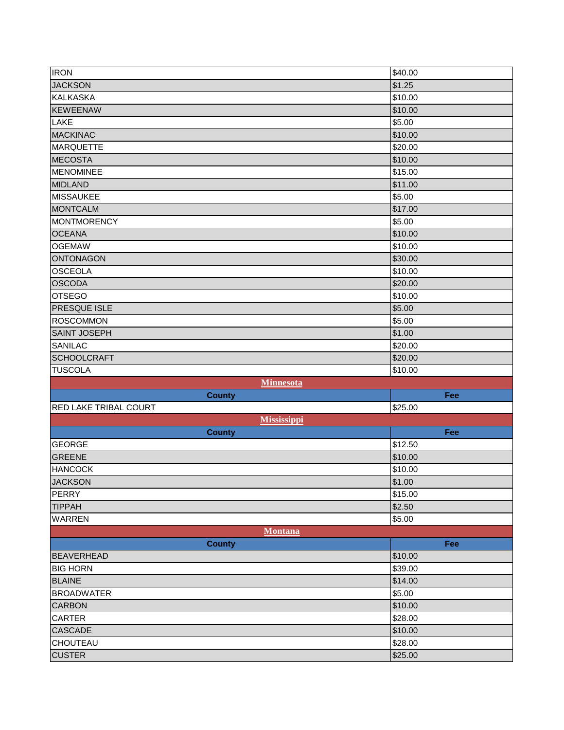| | |
|---|---|
| IRON | $40.00 |
| JACKSON | $1.25 |
| KALKASKA | $10.00 |
| KEWEENAW | $10.00 |
| LAKE | $5.00 |
| MACKINAC | $10.00 |
| MARQUETTE | $20.00 |
| MECOSTA | $10.00 |
| MENOMINEE | $15.00 |
| MIDLAND | $11.00 |
| MISSAUKEE | $5.00 |
| MONTCALM | $17.00 |
| MONTMORENCY | $5.00 |
| OCEANA | $10.00 |
| OGEMAW | $10.00 |
| ONTONAGON | $30.00 |
| OSCEOLA | $10.00 |
| OSCODA | $20.00 |
| OTSEGO | $10.00 |
| PRESQUE ISLE | $5.00 |
| ROSCOMMON | $5.00 |
| SAINT JOSEPH | $1.00 |
| SANILAC | $20.00 |
| SCHOOLCRAFT | $20.00 |
| TUSCOLA | $10.00 |

## Minnesota

| County | Fee |
|---|---|
| RED LAKE TRIBAL COURT | $25.00 |

## Mississippi

| County | Fee |
|---|---|
| GEORGE | $12.50 |
| GREENE | $10.00 |
| HANCOCK | $10.00 |
| JACKSON | $1.00 |
| PERRY | $15.00 |
| TIPPAH | $2.50 |
| WARREN | $5.00 |

## Montana

| County | Fee |
|---|---|
| BEAVERHEAD | $10.00 |
| BIG HORN | $39.00 |
| BLAINE | $14.00 |
| BROADWATER | $5.00 |
| CARBON | $10.00 |
| CARTER | $28.00 |
| CASCADE | $10.00 |
| CHOUTEAU | $28.00 |
| CUSTER | $25.00 |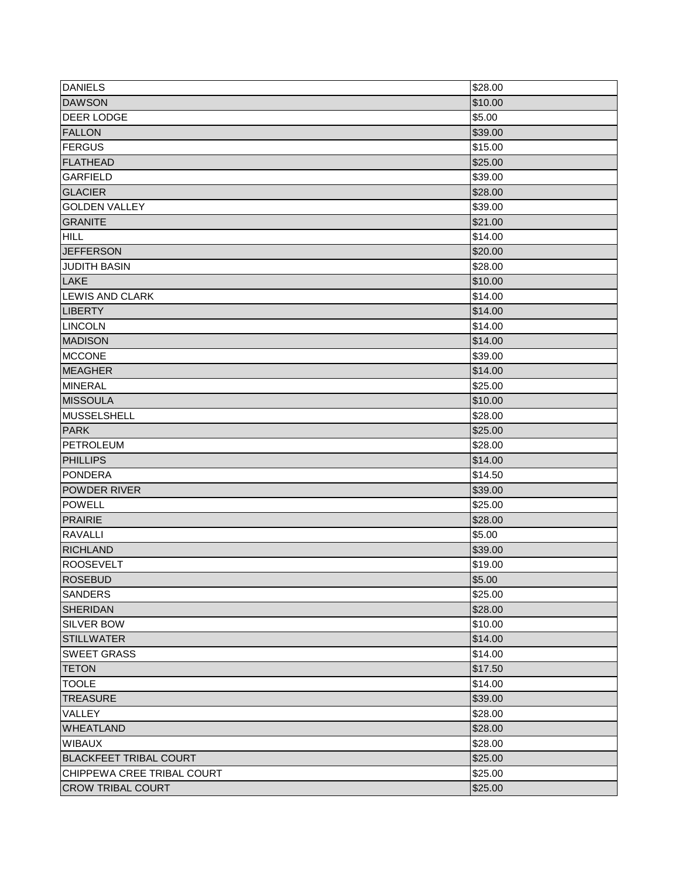| | |
|---|---|
| DANIELS | $28.00 |
| DAWSON | $10.00 |
| DEER LODGE | $5.00 |
| FALLON | $39.00 |
| FERGUS | $15.00 |
| FLATHEAD | $25.00 |
| GARFIELD | $39.00 |
| GLACIER | $28.00 |
| GOLDEN VALLEY | $39.00 |
| GRANITE | $21.00 |
| HILL | $14.00 |
| JEFFERSON | $20.00 |
| JUDITH BASIN | $28.00 |
| LAKE | $10.00 |
| LEWIS AND CLARK | $14.00 |
| LIBERTY | $14.00 |
| LINCOLN | $14.00 |
| MADISON | $14.00 |
| MCCONE | $39.00 |
| MEAGHER | $14.00 |
| MINERAL | $25.00 |
| MISSOULA | $10.00 |
| MUSSELSHELL | $28.00 |
| PARK | $25.00 |
| PETROLEUM | $28.00 |
| PHILLIPS | $14.00 |
| PONDERA | $14.50 |
| POWDER RIVER | $39.00 |
| POWELL | $25.00 |
| PRAIRIE | $28.00 |
| RAVALLI | $5.00 |
| RICHLAND | $39.00 |
| ROOSEVELT | $19.00 |
| ROSEBUD | $5.00 |
| SANDERS | $25.00 |
| SHERIDAN | $28.00 |
| SILVER BOW | $10.00 |
| STILLWATER | $14.00 |
| SWEET GRASS | $14.00 |
| TETON | $17.50 |
| TOOLE | $14.00 |
| TREASURE | $39.00 |
| VALLEY | $28.00 |
| WHEATLAND | $28.00 |
| WIBAUX | $28.00 |
| BLACKFEET TRIBAL COURT | $25.00 |
| CHIPPEWA CREE TRIBAL COURT | $25.00 |
| CROW TRIBAL COURT | $25.00 |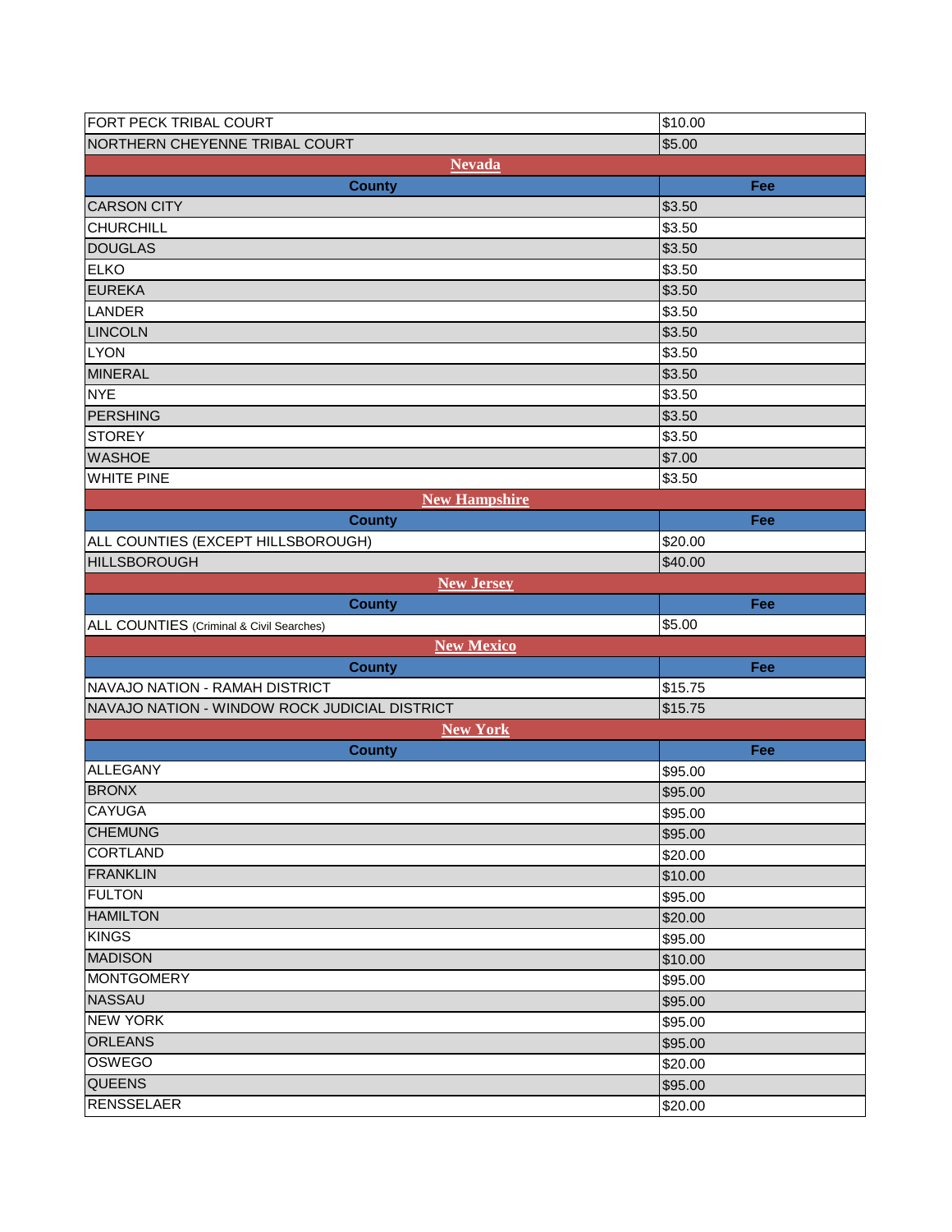| | |
|---|---|
| FORT PECK TRIBAL COURT | $10.00 |
| NORTHERN CHEYENNE TRIBAL COURT | $5.00 |

## Nevada

| County | Fee |
|---|---|
| CARSON CITY | $3.50 |
| CHURCHILL | $3.50 |
| DOUGLAS | $3.50 |
| ELKO | $3.50 |
| EUREKA | $3.50 |
| LANDER | $3.50 |
| LINCOLN | $3.50 |
| LYON | $3.50 |
| MINERAL | $3.50 |
| NYE | $3.50 |
| PERSHING | $3.50 |
| STOREY | $3.50 |
| WASHOE | $7.00 |
| WHITE PINE | $3.50 |

## New Hampshire

| County | Fee |
|---|---|
| ALL COUNTIES (EXCEPT HILLSBOROUGH) | $20.00 |
| HILLSBOROUGH | $40.00 |

## New Jersey

| County | Fee |
|---|---|
| ALL COUNTIES (Criminal & Civil Searches) | $5.00 |

## New Mexico

| County | Fee |
|---|---|
| NAVAJO NATION - RAMAH DISTRICT | $15.75 |
| NAVAJO NATION - WINDOW ROCK JUDICIAL DISTRICT | $15.75 |

## New York

| County | Fee |
|---|---|
| ALLEGANY | $95.00 |
| BRONX | $95.00 |
| CAYUGA | $95.00 |
| CHEMUNG | $95.00 |
| CORTLAND | $20.00 |
| FRANKLIN | $10.00 |
| FULTON | $95.00 |
| HAMILTON | $20.00 |
| KINGS | $95.00 |
| MADISON | $10.00 |
| MONTGOMERY | $95.00 |
| NASSAU | $95.00 |
| NEW YORK | $95.00 |
| ORLEANS | $95.00 |
| OSWEGO | $20.00 |
| QUEENS | $95.00 |
| RENSSELAER | $20.00 |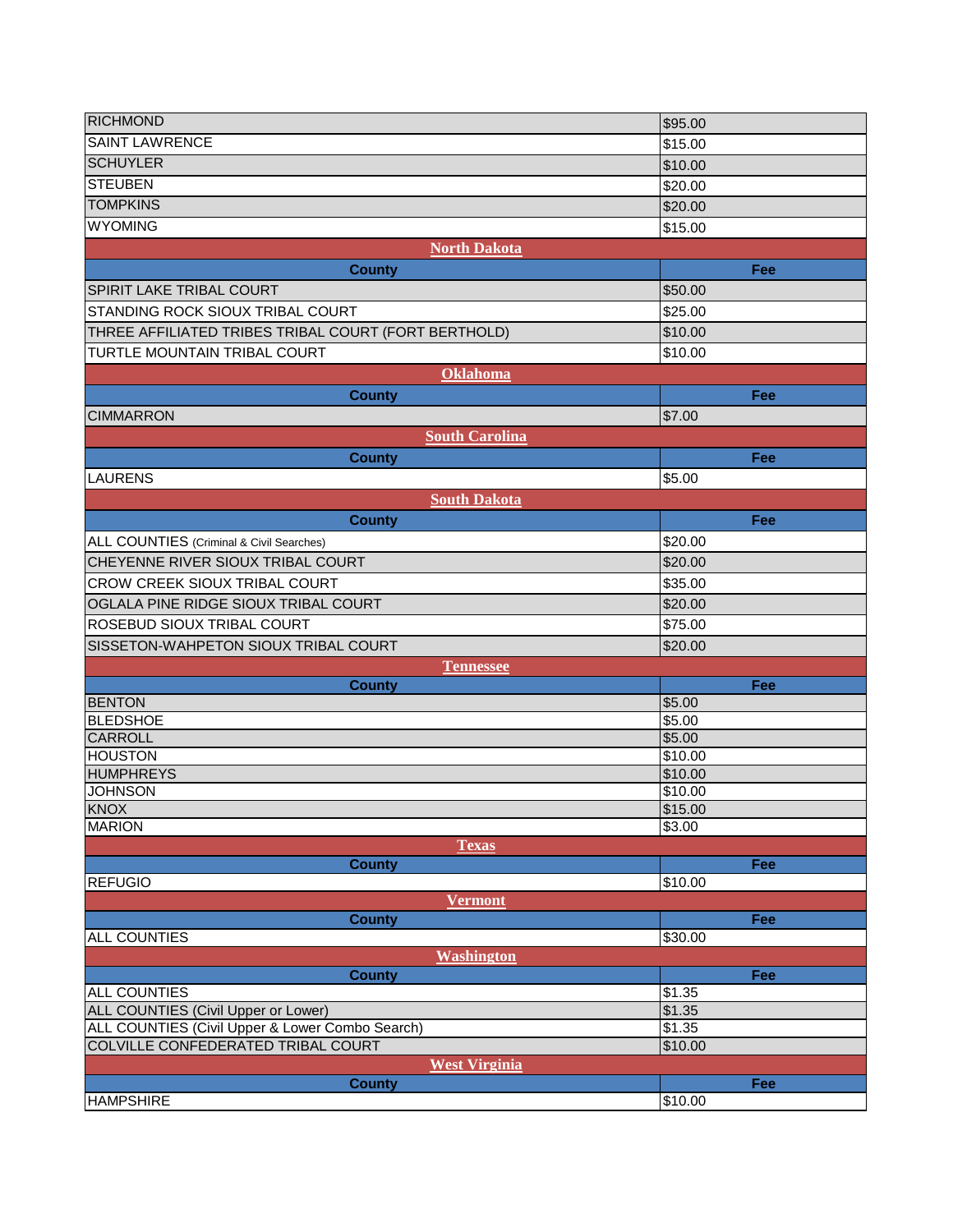| County | Fee |
|---|---|
| RICHMOND | $95.00 |
| SAINT LAWRENCE | $15.00 |
| SCHUYLER | $10.00 |
| STEUBEN | $20.00 |
| TOMPKINS | $20.00 |
| WYOMING | $15.00 |

## North Dakota

| County | Fee |
|---|---|
| SPIRIT LAKE TRIBAL COURT | $50.00 |
| STANDING ROCK SIOUX TRIBAL COURT | $25.00 |
| THREE AFFILIATED TRIBES TRIBAL COURT (FORT BERTHOLD) | $10.00 |
| TURTLE MOUNTAIN TRIBAL COURT | $10.00 |

## Oklahoma

| County | Fee |
|---|---|
| CIMMARRON | $7.00 |

## South Carolina

| County | Fee |
|---|---|
| LAURENS | $5.00 |

## South Dakota

| County | Fee |
|---|---|
| ALL COUNTIES (Criminal & Civil Searches) | $20.00 |
| CHEYENNE RIVER SIOUX TRIBAL COURT | $20.00 |
| CROW CREEK SIOUX TRIBAL COURT | $35.00 |
| OGLALA PINE RIDGE SIOUX TRIBAL COURT | $20.00 |
| ROSEBUD SIOUX TRIBAL COURT | $75.00 |
| SISSETON-WAHPETON SIOUX TRIBAL COURT | $20.00 |

## Tennessee

| County | Fee |
|---|---|
| BENTON | $5.00 |
| BLEDSHOE | $5.00 |
| CARROLL | $5.00 |
| HOUSTON | $10.00 |
| HUMPHREYS | $10.00 |
| JOHNSON | $10.00 |
| KNOX | $15.00 |
| MARION | $3.00 |

## Texas

| County | Fee |
|---|---|
| REFUGIO | $10.00 |

## Vermont

| County | Fee |
|---|---|
| ALL COUNTIES | $30.00 |

## Washington

| County | Fee |
|---|---|
| ALL COUNTIES | $1.35 |
| ALL COUNTIES (Civil Upper or Lower) | $1.35 |
| ALL COUNTIES (Civil Upper & Lower Combo Search) | $1.35 |
| COLVILLE CONFEDERATED TRIBAL COURT | $10.00 |

## West Virginia

| County | Fee |
|---|---|
| HAMPSHIRE | $10.00 |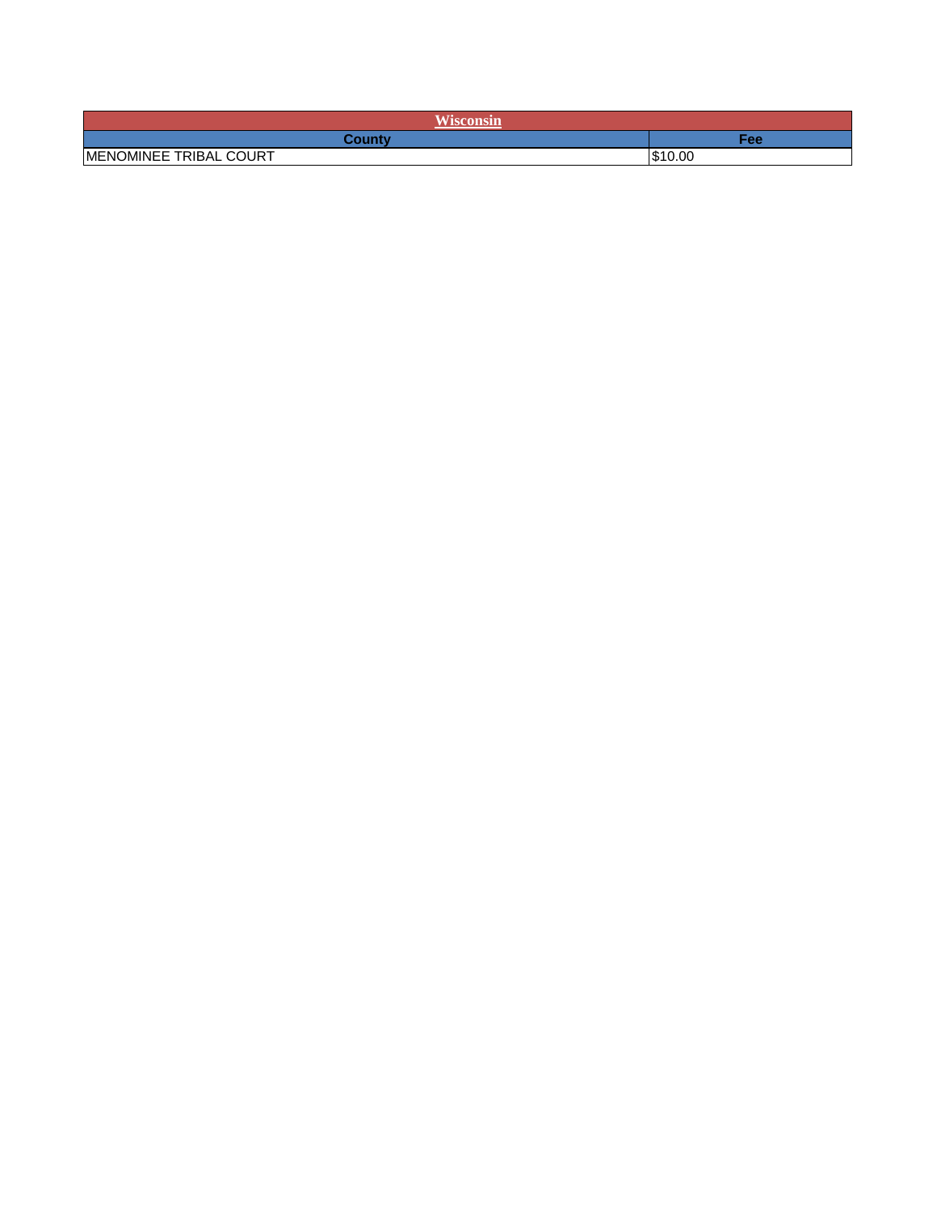| Wisconsin | |
|---|---|
| **County** | **Fee** |
| MENOMINEE TRIBAL COURT | $10.00 |